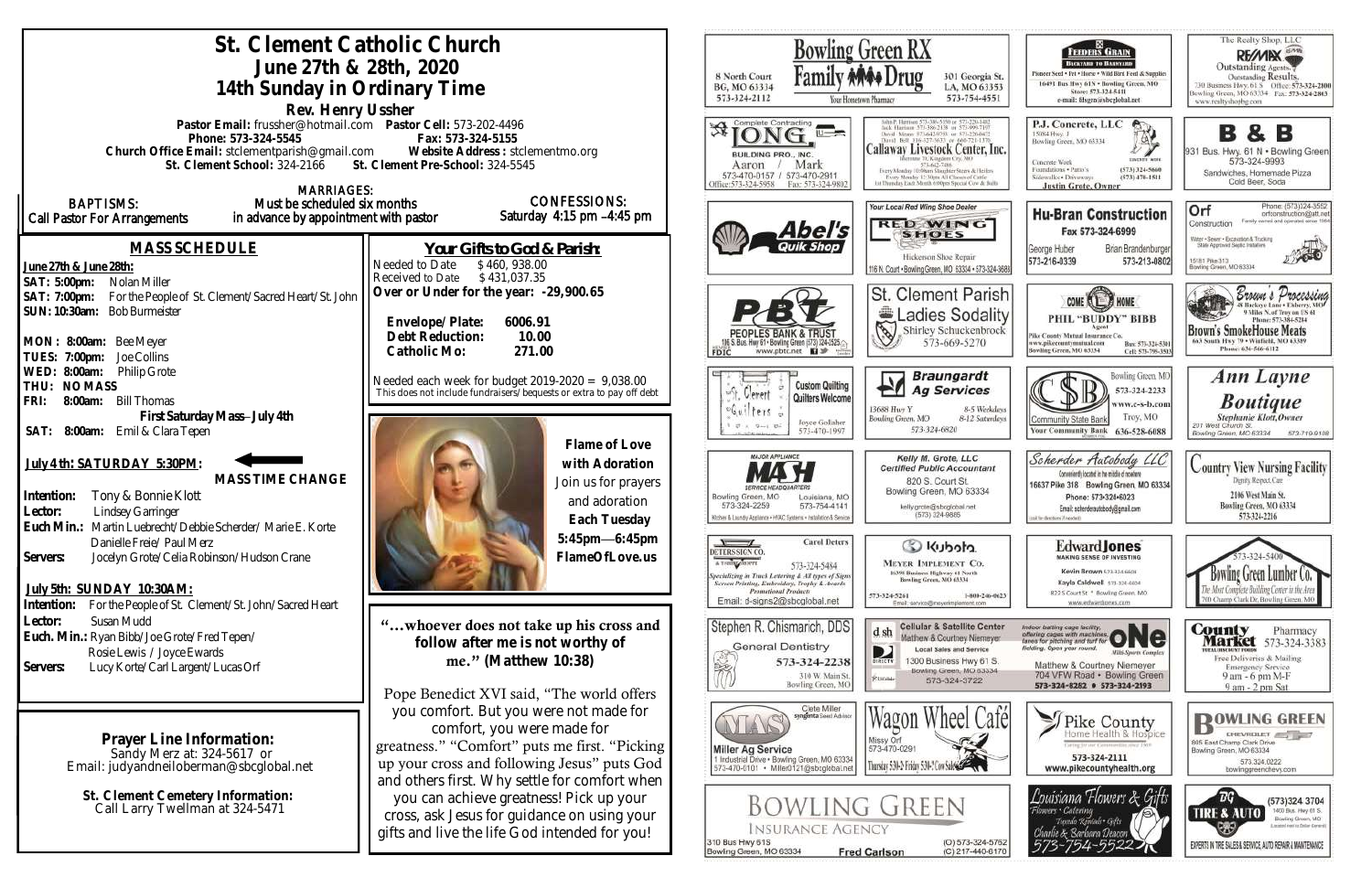# St. Clement Catholic Church

## June 27th & 28th, 2020

## 14th Sunday in Ordinary Time

**Rev. Henry Ussher**

**Pastor Email:** frussher@hotmail.com **Pastor Cell:** 573-202-4496
**Phone: 573-324-5545** **Fax: 573-324-5155**
**Church Office Email:** stclementparish@gmail.com **Website Address :** stclementmo.org
**St. Clement School:** 324-2166 **St. Clement Pre-School:** 324-5545

**BAPTISMS:** Call Pastor For Arrangements

**MARRIAGES:** Must be scheduled six months in advance by appointment with pastor

**CONFESSIONS:** Saturday 4:15 pm –4:45 pm

## MASS SCHEDULE

**June 27th & June 28th:**
**SAT: 5:00pm:** Nolan Miller
**SAT: 7:00pm:** For the People of St. Clement/Sacred Heart/St. John
**SUN: 10:30am:** Bob Burmeister

**MON : 8:00am:** Bee Meyer
**TUES: 7:00pm:** Joe Collins
**WED: 8:00am:** Philip Grote
**THU: NO MASS**
**FRI: 8:00am:** Bill Thomas
**First Saturday Mass– July 4th**
**SAT: 8:00am:** Emil & Clara Tepen

**July 4th: SATURDAY 5:30PM:**
**MASS TIME CHANGE**
**Intention:** Tony & Bonnie Klott
**Lector:** Lindsey Garringer
**Euch Min.:** Martin Luebrecht/Debbie Scherder/ Marie E. Korte
Danielle Freie/ Paul Merz
**Servers:** Jocelyn Grote/Celia Robinson/Hudson Crane

**July 5th: SUNDAY 10:30AM:**
**Intention:** For the People of St. Clement/St. John/Sacred Heart
**Lector:** Susan Mudd
**Euch. Min.:** Ryan Bibb/Joe Grote/Fred Tepen/
Rosie Lewis / Joyce Ewards
**Servers:** Lucy Korte/Carl Largent/Lucas Orf

**Prayer Line Information:**
Sandy Merz at: 324-5617 or
Email: judyandneiloberman@sbcglobal.net

**St. Clement Cemetery Information:**
Call Larry Twellman at 324-5471

## Your Gifts to God & Parish:

Needed to Date $ 460, 938.00
Received to Date $ 431,037.35
**Over or Under for the year: -29,900.65**

| | |
|---|---|
| **Envelope/Plate:** | **6006.91** |
| **Debt Reduction:** | **10.00** |
| **Catholic Mo:** | **271.00** |

Needed each week for budget 2019-2020 = 9,038.00
This does not include fundraisers/bequests or extra to pay off debt

**Flame of Love with Adoration**
Join us for prayers and adoration
**Each Tuesday**
**5:45pm—6:45pm**
**FlameOfLove.us**

**"…whoever does not take up his cross and follow after me is not worthy of me." (Matthew 10:38)**

Pope Benedict XVI said, "The world offers you comfort. But you were not made for comfort, you were made for greatness." "Comfort" puts me first. "Picking up your cross and following Jesus" puts God and others first. Why settle for comfort when you can achieve greatness! Pick up your cross, ask Jesus for guidance on using your gifts and live the life God intended for you!

---

**Bowling Green RX Family Drug** — Your Hometown Pharmacy — 8 North Court, BG, MO 63334, 573-324-2112 — 301 Georgia St., LA, MO 63353, 573-754-4551

**Feeders Grain** — Backyard to Barnyard — Pioneer Seed • Pet • Horse • Wild Bird Feed & Supplies — 16491 Bus Hwy 61N • Bowling Green, MO — Store: 573-324-5411 — e-mail: fdsgrn@sbcglobal.net

**The Realty Shop, LLC — RE/MAX** — Outstanding Agents. Outstanding Results. — 730 Business Hwy. 61 S, Bowling Green, MO 63334 — Office: 573-324-2800 — Fax: 573-324-2863 — www.realtyshopbg.com

**Complete Contracting — Long Building Pro., Inc.** — Aaron 573-470-0157 / Mark 573-470-2911 — Office: 573-324-5958 — Fax: 573-324-9802

**Callaway Livestock Center, Inc.** — John P. Harrison 573-386-5150 or 573-220-1482 — Jack Harrison 573-386-2138 or 573-999-7197 — David Means 573-642-9753 or 573-220-0472 — David Bell 816-527-3633 or 660-721-1370 — Interstate 70, Kingdom City, MO — 573-642-7486 — Every Monday 10:00am Slaughter Steers & Heifers — Every Monday 12:30pm All Classes of Cattle — 1st Thursday Each Month 6:00pm Special Cow & Bulls

**P.J. Concrete, LLC** — 15084 Hwy. J, Bowling Green, MO 63334 — Concrete Work, Foundations • Patio's, Sidewalks • Driveways — (573) 324-5660 — (573) 470-1511 — Justin Grote, Owner

**B & B** — 931 Bus. Hwy. 61 N • Bowling Green — 573-324-9993 — Sandwiches, Homemade Pizza, Cold Beer, Soda

**Abel's Quik Shop**

**Your Local Red Wing Shoe Dealer — Red Wing Shoes** — Hickerson Shoe Repair — 116 N. Court • Bowling Green, MO 63334 • 573-324-3688

**Hu-Bran Construction** — Fax 573-324-6999 — George Huber 573-216-0339 — Brian Brandenburger 573-213-0802

**Orf Construction** — Phone: (573)324-3552 — orfconstruction@att.net — Family owned and operated since 1964 — Water • Sewer • Excavation & Trucking — State Approved Septic Installers — 15181 Pike 313, Bowling Green, MO 63334

**PBT Peoples Bank & Trust** — 1195 S. Bus. Hwy 61 • Bowling Green (573) 324-2525 — www.pbtc.net — FDIC

**St. Clement Parish Ladies Sodality** — Shirley Schuckenbrock 573-669-5270

**Come Home — Phil "Buddy" Bibb** — Agent — Pike County Mutual Insurance Co. — www.pikecountymutual.com — Bowling Green, MO 63334 — Bus: 573-324-5301 — Cell: 573-795-3593

**Brown's Processing** — 26 Buckeye Lane • Elsberry, MO — 9 Miles N. of Troy on US 61 — Phone: 573-384-5284 — **Brown's SmokeHouse Meats** — 663 South Hwy 79 • Winfield, MO 63389 — Phone: 636-566-6112

**St. Clement Quilters** — Custom Quilting, Quilters Welcome — Joyce Gollaher 573-470-1997

**Braungardt Ag Services** — 13688 Hwy Y, Bowling Green, MO — 8-5 Weekdays, 8-12 Saturdays — 573-324-6820

**CSB Community State Bank** — Bowling Green, MO 573-324-2233 — www.c-s-b.com — Troy, MO 636-528-6688 — Your Community Bank

**Ann Layne Boutique** — Stephanie Klott, Owner — 201 West Church St., Bowling Green, MO 63334 — 573-719-9108

**Major Appliance — MASH Service Headquarters** — Bowling Green, MO 573-324-2259 — Louisiana, MO 573-754-4141 — Kitchen & Laundry Appliance • HVAC Systems • Installation & Service

**Kelly M. Grote, LLC — Certified Public Accountant** — 820 S. Court St., Bowling Green, MO 63334 — kellygrote@sbcglobal.net — (573) 324-9885

**Scherder Autobody LLC** — Conveniently located in the middle of nowhere — 16637 Pike 318 Bowling Green, MO 63334 — Phone: 573-324-6023 — Email: scherderautobody@gmail.com — (call for directions if needed)

**Country View Nursing Facility** — Dignity, Respect, Care — 2106 West Main St., Bowling Green, MO 63334 — 573-324-2216

**Deters Sign Co.** — Carol Deters — 573-324-5484 — Specializing in Truck Lettering & All types of Signs — Screen Printing, Embroidery, Trophy & Awards — Promotional Products — Email: d-signs2@sbcglobal.net

**Kubota — Meyer Implement Co.** — 16398 Business Highway 61 North, Bowling Green, MO 63334 — 573-324-5261 — 1-800-246-0623 — Email: service@meyerimplement.com

**Edward Jones — Making Sense of Investing** — Kevin Brown 573-324-6604 — Kayla Caldwell 573-324-6604 — 822 S Court St • Bowling Green, MO — www.edwardjones.com

**Bowling Green Lumber Co.** — 573-324-5400 — The Most Complete Building Center in the Area — 700 Champ Clark Dr, Bowling Green, MO

**Stephen R. Chismarich, DDS** — General Dentistry — 573-324-2238 — 310 W. Main St., Bowling Green, MO

**Cellular & Satellite Center — dish** — Matthew & Courtney Niemeyer — Local Sales and Service — 1300 Business Hwy 61 S, Bowling Green, MO 63334 — 573-324-3722

**ONe Multi-Sports Complex** — Indoor batting cage facility, offering cages with machines, lanes for pitching and turf for fielding. Open year round. — Matthew & Courtney Niemeyer — 704 VFW Road • Bowling Green — 573-324-8282 • 573-324-2193

**County Market Pharmacy** — 573-324-3383 — Free Deliveries & Mailing — Emergency Service — 9 am - 6 pm M-F — 9 am - 2 pm Sat

**MAS Miller Ag Service** — Clete Miller, Syngenta Seed Advisor — 1 Industrial Drive • Bowling Green, MO 63334 — 573-470-0101 • Miller0121@sbcglobal.net

**Wagon Wheel Café** — Missy Orf — 573-470-0291 — Thursday 5:30-2; Friday 5:30-?; Cow Sale

**Pike County Home Health & Hospice** — Caring for our Communities since 1969 — 573-324-2111 — www.pikecountyhealth.org

**Bowling Green Chevrolet** — 805 East Champ Clark Drive, Bowling Green, MO 63334 — 573.324.0222 — bowlinggreenchevy.com

**Bowling Green Insurance Agency** — 310 Bus Hwy 61S, Bowling Green, MO 63334 — Fred Carlson — (O) 573-324-5762 — (C) 217-440-6170

**Louisiana Flowers & Gifts** — Flowers • Catering • Tuxedo Rentals • Gifts — Charlie & Barbara Deacon — 573-754-5522

**BG Tire & Auto** — (573)324.3704 — 1400 Bus. Hwy 61 S., Bowling Green, MO — (Located next to Dollar General) — Experts in Tire Sales & Service, Auto Repair & Maintenance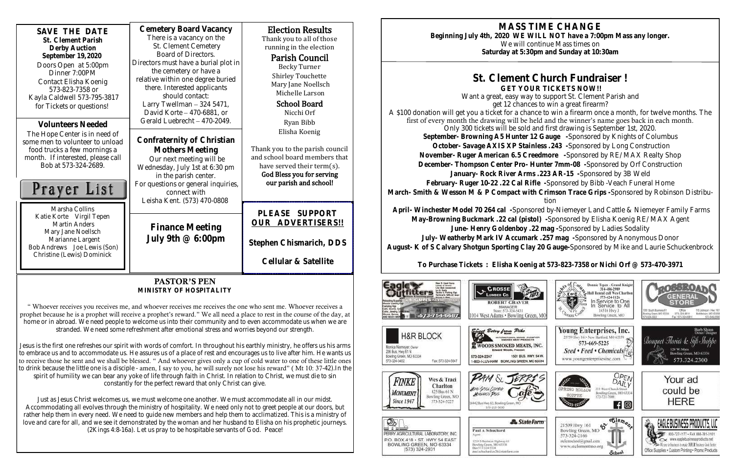## SAVE THE DATE

**St. Clement Parish Derby Auction September 19, 2020**

Doors Open at 5:00pm
Dinner 7:00PM
Contact Elisha Koenig 573-823-7358 or Kayla Caldwell 573-795-3817 for Tickets or questions!

## Volunteers Needed

The Hope Center is in need of some men to volunteer to unload food trucks a few mornings a month. If interested, please call Bob at 573-324-2689.

## Prayer List

Marsha Collins
Katie Korte Virgil Tepen
Martin Anders
Mary Jane Noellsch
Marianne Largent
Bob Andrews Joe Lewis (Son)
Christine (Lewis) Dominick

## Cemetery Board Vacancy

There is a vacancy on the St. Clement Cemetery Board of Directors. Directors must have a burial plot in the cemetery or have a relative within one degree buried there. Interested applicants should contact:
Larry Twellman – 324 5471,
David Korte – 470-6881, or
Gerald Luebrecht – 470-2049.

## Confraternity of Christian Mothers Meeting

Our next meeting will be Wednesday, July 1st at 6:30 pm in the parish center.
For questions or general inquiries, connect with Leisha Kent. (573) 470-0808

## Finance Meeting July 9th @ 6:00pm

## Election Results

Thank you to all of those running in the election

### Parish Council

Becky Turner
Shirley Touchette
Mary Jane Noellsch
Michelle Larson

### School Board

Nicchi Orf
Ryan Bibb
Elisha Koenig

Thank you to the parish council and school board members that have served their term(s).
**God Bless you for serving our parish and school!**

## PLEASE SUPPORT OUR ADVERTISERS!!

**Stephen Chismarich, DDS**

**Cellular & Satellite**

## PASTOR'S PEN
### MINISTRY OF HOSPITALITY

" Whoever receives you receives me, and whoever receives me receives the one who sent me. Whoever receives a prophet because he is a prophet will receive a prophet's reward." We all need a place to rest in the course of the day, at home or in abroad. We need people to welcome us into their community and to even accommodate us when we are stranded. We need some refreshment after emotional stress and worries beyond our strength.

Jesus is the first one refreshes our spirit with words of comfort. In throughout his earthly ministry, he offers us his arms to embrace us and to accommodate us. He assures us of a place of rest and encourages us to live after him. He wants us to receive those he sent and we shall be blessed. " And whoever gives only a cup of cold water to one of these little ones to drink because the little one is a disciple - amen, I say to you, he will surely not lose his reward" ( Mt 10: 37-42).In the spirit of humility we can bear any yoke of life through faith in Christ. In relation to Christ, we must die to sin constantly for the perfect reward that only Christ can give.

Just as Jesus Christ welcomes us, we must welcome one another. We must accommodate all in our midst. Accommodating all evolves through the ministry of hospitality. We need only not to greet people at our doors, but rather help them in every need. We need to guide new members and help them to acclimatized. This is a ministry of love and care for all, and we see it demonstrated by the woman and her husband to Elisha on his prophetic journeys. (2Kings 4:8-16a). Let us pray to be hospitable servants of God. Peace!

## MASS TIME CHANGE

**Beginning July 4th, 2020 WE WILL NOT have a 7:00pm Mass any longer.**
We will continue Mass times on
**Saturday at 5:30pm and Sunday at 10:30am**

## St. Clement Church Fundraiser !

**GET YOUR TICKETS NOW!!**

Want a great, easy way to support St. Clement Parish and get 12 chances to win a great firearm?
A $100 donation will get you a ticket for a chance to win a firearm once a month, for twelve months. The first of every month the drawing will be held and the winner's name goes back in each month. Only 300 tickets will be sold and first drawing is September 1st, 2020.

**September- Browning A5 Hunter 12 Gauge -**Sponsored by Knights of Columbus
**October- Savage AXIS XP Stainless .243 -**Sponsored by Long Construction
**November- Ruger American 6.5 Creedmore -**Sponsored by RE/MAX Realty Shop
**December- Thompson Center Pro- Hunter 7mm-08 -**Sponsored by Orf Construction
**January- Rock River Arms .223 AR-15 -**Sponsored by 3B Weld
**February- Ruger 10-22 .22 Cal Rifle -**Sponsored by Bibb -Veach Funeral Home
**March- Smith & Wesson M & P Compact with Crimson Trace Grips -**Sponsored by Robinson Distribution
**April- Winchester Model 70 264 cal -**Sponsored by-Niemeyer Land Cattle & Niemeyer Family Farms
**May-Browning Buckmark .22 cal (pistol) -**Sponsored by Elisha Koenig RE/MAX Agent
**June- Henry Goldenboy .22 mag -**Sponsored by Ladies Sodality
**July- Weatherby Mark IV Accumark .257 mag -**Sponsored by Anonymous Donor
**August- K of S Calvary Shotgun Sporting Clay 20 Gauge-**Sponsored by Mike and Laurie Schuckenbrock

**To Purchase Tickets : Elisha Koenig at 573-823-7358 or Nichi Orf @ 573-470-3971**

Eagle Outfitters — 573-754-6687

Crosse Lumber Co. — Robert Craver, Manager — Store: 573-324-5431 — 1014 West Adams • Bowling Green, MO

Knights of Columbus, St. Clement Council — Donnie Tepen - Grand Knight 314-486-2989 — Hall Rental call Wes Charlton 573-424-1126 — In Service to One, In Service to All — 14516 Hwy J Bowling Green, MO

Crossroads General Store — 573-324-8811

H&R Block — Monica Niemeyer, Owner — 206 Bus. Hwy 61 N Bowling Green, MO 63334 — 573-324-3402 Fax: 573-324-5047

Sweet Betsy from Pike — Woods Smoked Meats, Inc. — Edward Woods, President — 573-324-2247 — 1501 Bus. Hwy 54 W. — 1-800-I-LUV-HAM Bowling Green, MO 63334

Young Enterprises, Inc. — 25759 Hwy 161 • New Hartford, MO 63359 — 573-669-5225 — Seed • Feed • Chemicals — www.youngenterprisesinc.com

Barb Shinn, Owner/Designer — Bouquet Florist & Gift Shoppe — 120 W. Main Bowling Green, MO 63334 — 573.324.2300

Finke Monument, Since 1947 — Wes & Traci Charlton — 825 Bus 61 N Bowling Green, MO — 573-324-5227

Pam & Jerry's Cafe — Home Style Cooking, Homemade Pies — 16442 Bus Hwy 61, Bowling Green, MO

Spring Hollow Coffee — Open Daily — 211 West Church Street Bowling Green, MO 63334 — 573-721-7088

Your ad could be HERE

Perry Agricultural Laboratory, Inc. — P.O. Box 418 • St. Hwy 54 East Bowling Green, MO 63334 — (573) 324-2931

State Farm — Paul A Schuchard, Agent — 1219 S Business Highway 61 Bowling Green, MO 63334

St. Clement School — 21509 Hwy 161 Bowling Green, MO — 573-324-2166 — stclemschool@gmail.com — www.stclementmo.org

Eagle Business Products, LLC — 800-727-1177 • Fax 888-781-3101 — www.eaglebusinessproducts.net — Office Supplies • Custom Printing • Promo Products